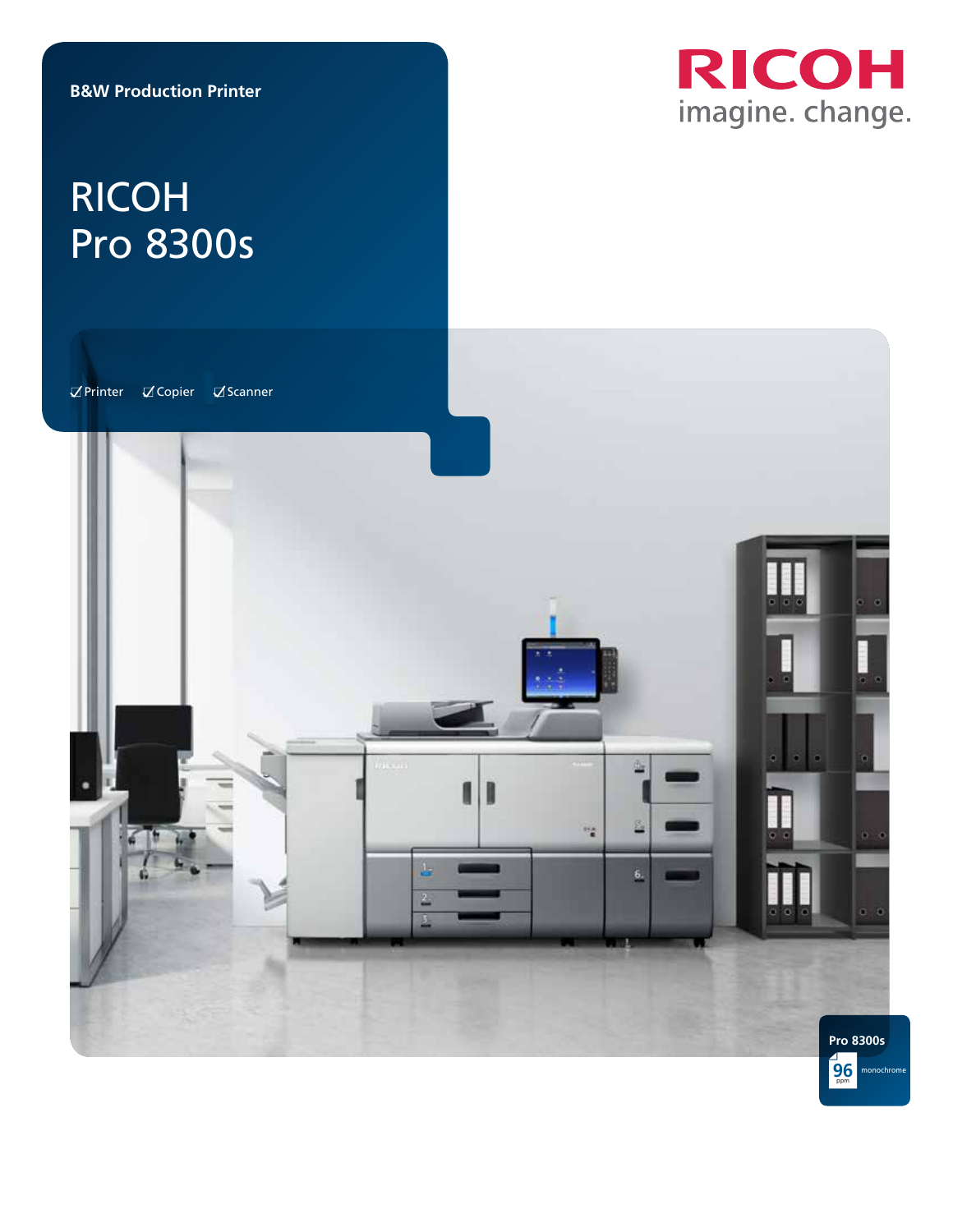**B&W Production Printer**

# RICOH Pro 8300s

RICOH

imagine. change.

☑ Printer ☑ Copier ☑ Scanner

Pro 8300s

96 ppm monochrome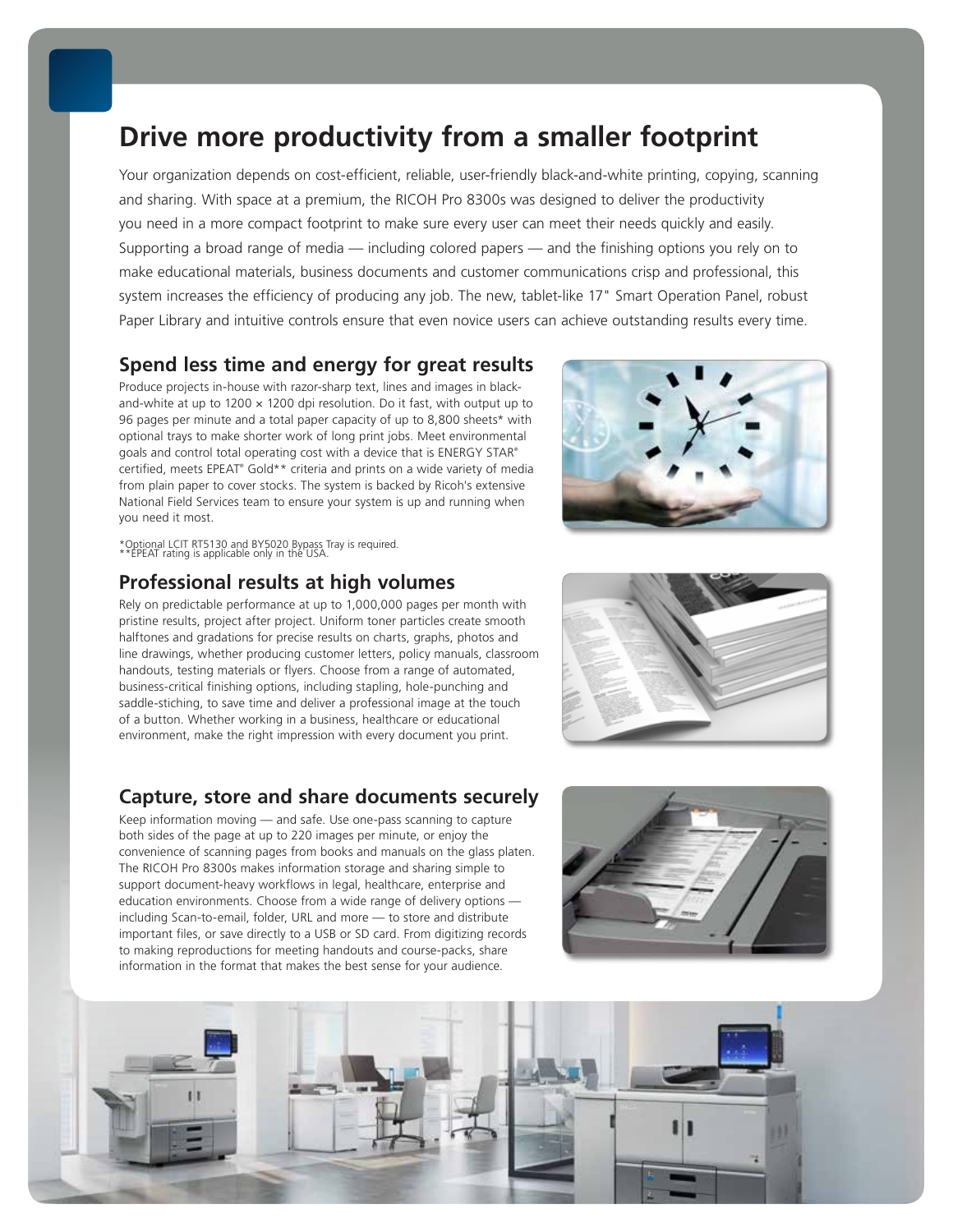# Drive more productivity from a smaller footprint

Your organization depends on cost-efficient, reliable, user-friendly black-and-white printing, copying, scanning and sharing. With space at a premium, the RICOH Pro 8300s was designed to deliver the productivity you need in a more compact footprint to make sure every user can meet their needs quickly and easily. Supporting a broad range of media — including colored papers — and the finishing options you rely on to make educational materials, business documents and customer communications crisp and professional, this system increases the efficiency of producing any job. The new, tablet-like 17" Smart Operation Panel, robust Paper Library and intuitive controls ensure that even novice users can achieve outstanding results every time.

## Spend less time and energy for great results

Produce projects in-house with razor-sharp text, lines and images in black-and-white at up to 1200 × 1200 dpi resolution. Do it fast, with output up to 96 pages per minute and a total paper capacity of up to 8,800 sheets* with optional trays to make shorter work of long print jobs. Meet environmental goals and control total operating cost with a device that is ENERGY STAR® certified, meets EPEAT® Gold** criteria and prints on a wide variety of media from plain paper to cover stocks. The system is backed by Ricoh's extensive National Field Services team to ensure your system is up and running when you need it most.

*Optional LCIT RT5130 and BY5020 Bypass Tray is required.
**EPEAT rating is applicable only in the USA.

## Professional results at high volumes

Rely on predictable performance at up to 1,000,000 pages per month with pristine results, project after project. Uniform toner particles create smooth halftones and gradations for precise results on charts, graphs, photos and line drawings, whether producing customer letters, policy manuals, classroom handouts, testing materials or flyers. Choose from a range of automated, business-critical finishing options, including stapling, hole-punching and saddle-stiching, to save time and deliver a professional image at the touch of a button. Whether working in a business, healthcare or educational environment, make the right impression with every document you print.

## Capture, store and share documents securely

Keep information moving — and safe. Use one-pass scanning to capture both sides of the page at up to 220 images per minute, or enjoy the convenience of scanning pages from books and manuals on the glass platen. The RICOH Pro 8300s makes information storage and sharing simple to support document-heavy workflows in legal, healthcare, enterprise and education environments. Choose from a wide range of delivery options — including Scan-to-email, folder, URL and more — to store and distribute important files, or save directly to a USB or SD card. From digitizing records to making reproductions for meeting handouts and course-packs, share information in the format that makes the best sense for your audience.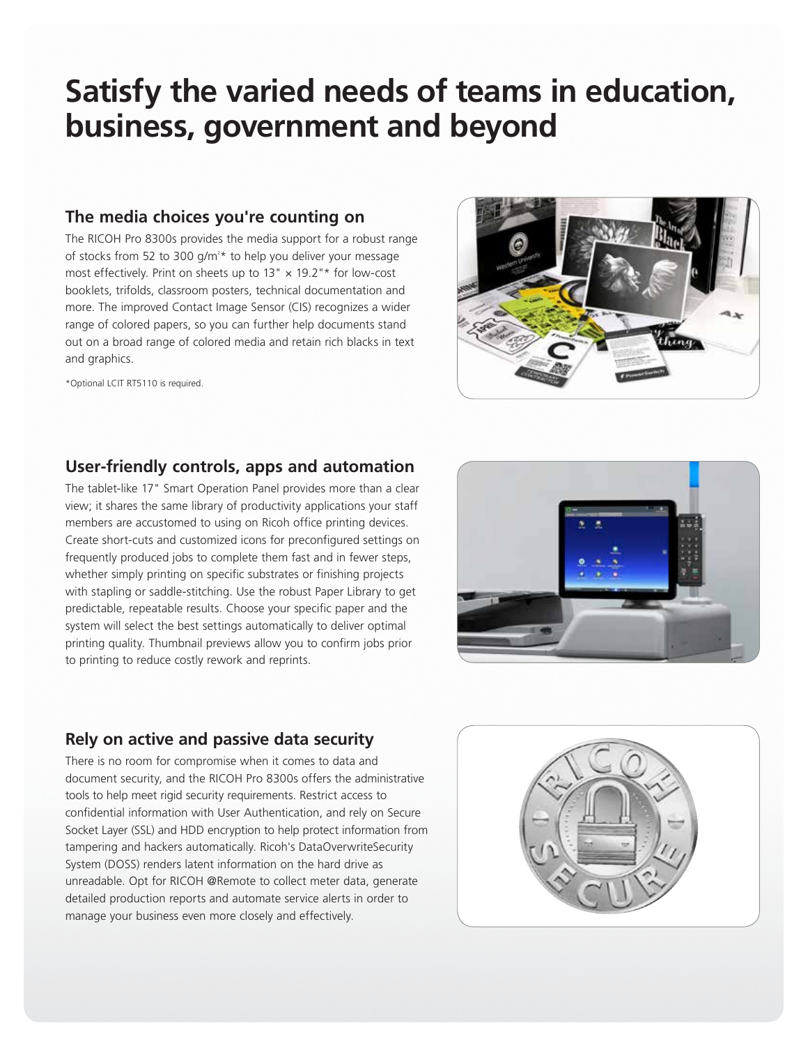# Satisfy the varied needs of teams in education, business, government and beyond

## The media choices you're counting on

The RICOH Pro 8300s provides the media support for a robust range of stocks from 52 to 300 $g/m^2$* to help you deliver your message most effectively. Print on sheets up to 13" × 19.2"* for low-cost booklets, trifolds, classroom posters, technical documentation and more. The improved Contact Image Sensor (CIS) recognizes a wider range of colored papers, so you can further help documents stand out on a broad range of colored media and retain rich blacks in text and graphics.

*Optional LCIT RT5110 is required.

## User-friendly controls, apps and automation

The tablet-like 17" Smart Operation Panel provides more than a clear view; it shares the same library of productivity applications your staff members are accustomed to using on Ricoh office printing devices. Create short-cuts and customized icons for preconfigured settings on frequently produced jobs to complete them fast and in fewer steps, whether simply printing on specific substrates or finishing projects with stapling or saddle-stitching. Use the robust Paper Library to get predictable, repeatable results. Choose your specific paper and the system will select the best settings automatically to deliver optimal printing quality. Thumbnail previews allow you to confirm jobs prior to printing to reduce costly rework and reprints.

## Rely on active and passive data security

There is no room for compromise when it comes to data and document security, and the RICOH Pro 8300s offers the administrative tools to help meet rigid security requirements. Restrict access to confidential information with User Authentication, and rely on Secure Socket Layer (SSL) and HDD encryption to help protect information from tampering and hackers automatically. Ricoh's DataOverwriteSecurity System (DOSS) renders latent information on the hard drive as unreadable. Opt for RICOH @Remote to collect meter data, generate detailed production reports and automate service alerts in order to manage your business even more closely and effectively.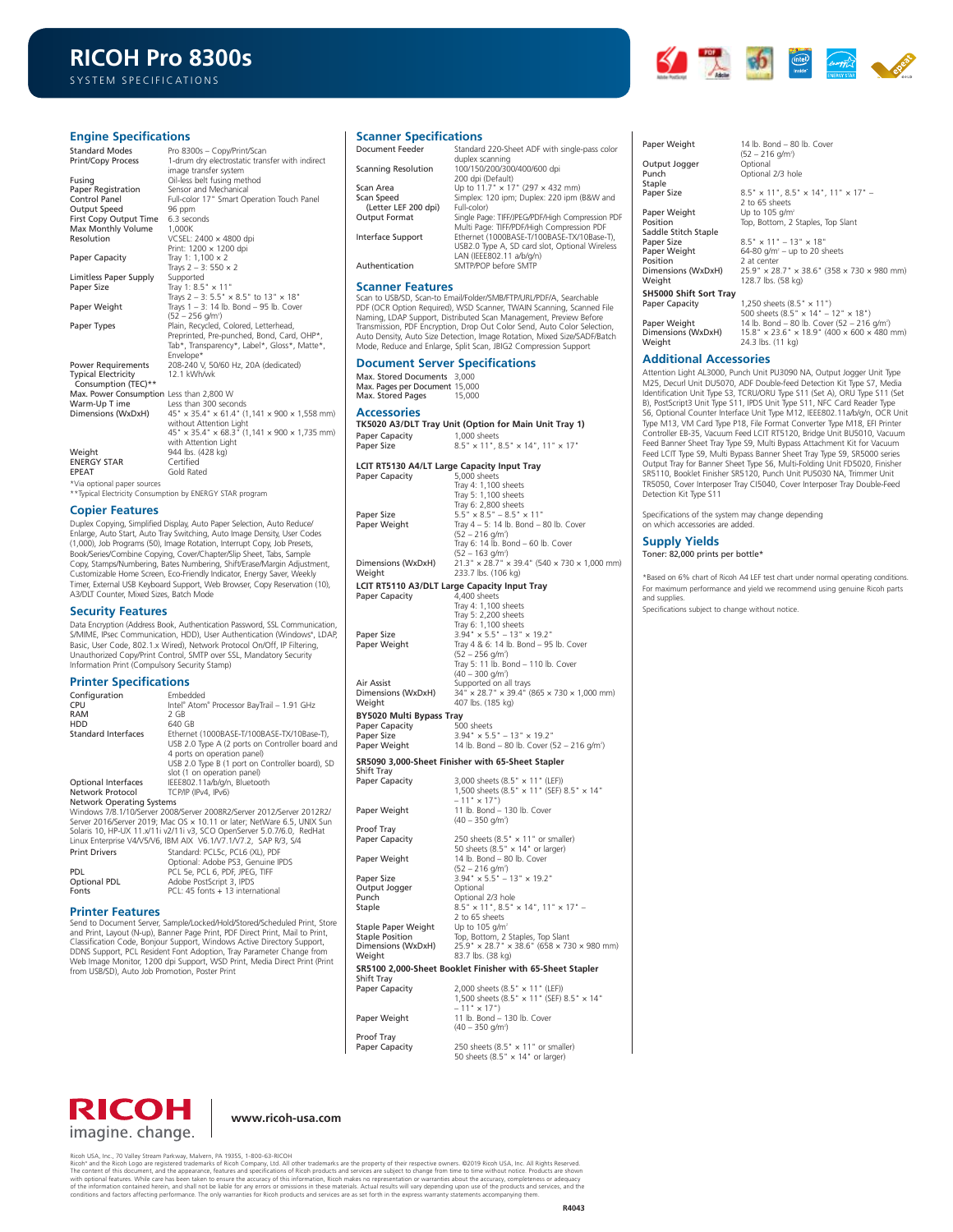# RICOH Pro 8300s

SYSTEM SPECIFICATIONS

## Engine Specifications

| | |
|---|---|
| Standard Modes | Pro 8300s – Copy/Print/Scan |
| Print/Copy Process | 1-drum dry electrostatic transfer with indirect image transfer system |
| Fusing | Oil-less belt fusing method |
| Paper Registration | Sensor and Mechanical |
| Control Panel | Full-color 17" Smart Operation Touch Panel |
| Output Speed | 96 ppm |
| First Copy Output Time | 6.3 seconds |
| Max Monthly Volume | 1,000K |
| Resolution | VCSEL: 2400 × 4800 dpi<br>Print: 1200 × 1200 dpi |
| Paper Capacity | Tray 1: 1,100 × 2<br>Trays 2 – 3: 550 × 2 |
| Limitless Paper Supply | Supported |
| Paper Size | Tray 1: 8.5" × 11"<br>Trays 2 – 3: 5.5" × 8.5" to 13" × 18" |
| Paper Weight | Trays 1 – 3: 14 lb. Bond – 95 lb. Cover (52 – 256 g/m²) |
| Paper Types | Plain, Recycled, Colored, Letterhead, Preprinted, Pre-punched, Bond, Card, OHP*, Tab*, Transparency*, Label*, Gloss*, Matte*, Envelope* |
| Power Requirements | 208-240 V, 50/60 Hz, 20A (dedicated) |
| Typical Electricity Consumption (TEC)** | 12.1 kWh/wk |
| Max. Power Consumption | Less than 2,800 W |
| Warm-Up Time | Less than 300 seconds |
| Dimensions (WxDxH) | 45" × 35.4" × 61.4" (1,141 × 900 × 1,558 mm) without Attention Light<br>45" × 35.4" × 68.3" (1,141 × 900 × 1,735 mm) with Attention Light |
| Weight | 944 lbs. (428 kg) |
| ENERGY STAR | Certified |
| EPEAT | Gold Rated |

*Via optional paper sources

**Typical Electricity Consumption by ENERGY STAR program

## Copier Features

Duplex Copying, Simplified Display, Auto Paper Selection, Auto Reduce/Enlarge, Auto Start, Auto Tray Switching, Auto Image Density, User Codes (1,000), Job Programs (50), Image Rotation, Interrupt Copy, Job Presets, Book/Series/Combine Copying, Cover/Chapter/Slip Sheet, Tabs, Sample Copy, Stamps/Numbering, Bates Numbering, Shift/Erase/Margin Adjustment, Customizable Home Screen, Eco-Friendly Indicator, Energy Saver, Weekly Timer, External USB Keyboard Support, Web Browser, Copy Reservation (10), A3/DLT Counter, Mixed Sizes, Batch Mode

## Security Features

Data Encryption (Address Book, Authentication Password, SSL Communication, S/MIME, IPsec Communication, HDD), User Authentication (Windows®, LDAP, Basic, User Code, 802.1.x Wired), Network Protocol On/Off, IP Filtering, Unauthorized Copy/Print Control, SMTP over SSL, Mandatory Security Information Print (Compulsory Security Stamp)

## Printer Specifications

| | |
|---|---|
| Configuration | Embedded |
| CPU | Intel® Atom® Processor BayTrail – 1.91 GHz |
| RAM | 2 GB |
| HDD | 640 GB |
| Standard Interfaces | Ethernet (1000BASE-T/100BASE-TX/10Base-T), USB 2.0 Type A (2 ports on Controller board and 4 ports on operation panel)<br>USB 2.0 Type B (1 port on Controller board), SD slot (1 on operation panel) |
| Optional Interfaces | IEEE802.11a/b/g/n, Bluetooth |
| Network Protocol | TCP/IP (IPv4, IPv6) |

Network Operating Systems

Windows 7/8.1/10/Server 2008/Server 2008R2/Server 2012/Server 2012R2/Server 2016/Server 2019; Mac OS × 10.11 or later; NetWare 6.5, UNIX Sun Solaris 10, HP-UX 11.x/11i v2/11i v3, SCO OpenServer 5.0.7/6.0, RedHat Linux Enterprise V4/V5/V6, IBM AIX V6.1/V7.1/V7.2, SAP R/3, S/4

| | |
|---|---|
| Print Drivers | Standard: PCL5c, PCL6 (XL), PDF<br>Optional: Adobe PostScript 3, Genuine IPDS |
| PDL | PCL 5e, PCL 6, PDF, JPEG, TIFF |
| Optional PDL | Adobe PostScript 3, IPDS |
| Fonts | PCL: 45 fonts + 13 international |

## Printer Features

Send to Document Server, Sample/Locked/Hold/Stored/Scheduled Print, Store and Print, Layout (N-up), Banner Page Print, PDF Direct Print, Mail to Print, Classification Code, Bonjour Support, Windows Active Directory Support, DDNS Support, PCL Resident Font Adoption, Tray Parameter Change from Web Image Monitor, 1200 dpi Support, WSD Print, Media Direct Print (Print from USB/SD), Auto Job Promotion, Poster Print

## Scanner Specifications

| | |
|---|---|
| Document Feeder | Standard 220-Sheet ADF with single-pass color duplex scanning |
| Scanning Resolution | 100/150/200/300/400/600 dpi<br>200 dpi (Default) |
| Scan Area | Up to 11.7" × 17" (297 × 432 mm) |
| Scan Speed (Letter LEF 200 dpi) | Simplex: 120 ipm; Duplex: 220 ipm (B&W and Full-color) |
| Output Format | Single Page: TIFF/JPEG/PDF/High Compression PDF<br>Multi Page: TIFF/PDF/High Compression PDF |
| Interface Support | Ethernet (1000BASE-T/100BASE-TX/10Base-T), USB2.0 Type A, SD card slot, Optional Wireless LAN (IEEE802.11 a/b/g/n) |
| Authentication | SMTP/POP before SMTP |

## Scanner Features

Scan to USB/SD, Scan-to Email/Folder/SMB/FTP/URL/PDF/A, Searchable PDF (OCR Option Required), WSD Scanner, TWAIN Scanning, Scanned File Naming, LDAP Support, Distributed Scan Management, Preview Before Transmission, PDF Encryption, Drop Out Color Send, Auto Color Selection, Auto Density, Auto Size Detection, Image Rotation, Mixed Size/SADF/Batch Mode, Reduce and Enlarge, Split Scan, JBIG2 Compression Support

## Document Server Specifications

| | |
|---|---|
| Max. Stored Documents | 3,000 |
| Max. Pages per Document | 15,000 |
| Max. Stored Pages | 15,000 |

## Accessories

### TK5020 A3/DLT Tray Unit (Option for Main Unit Tray 1)

| | |
|---|---|
| Paper Capacity | 1,000 sheets |
| Paper Size | 8.5" × 11", 8.5" × 14", 11" × 17" |

### LCIT RT5130 A4/LT Large Capacity Input Tray

| | |
|---|---|
| Paper Capacity | 5,000 sheets<br>Tray 4: 1,100 sheets<br>Tray 5: 1,100 sheets<br>Tray 6: 2,800 sheets |
| Paper Size | 5.5" × 8.5" – 8.5" × 11" |
| Paper Weight | Tray 4 – 5: 14 lb. Bond – 80 lb. Cover (52 – 216 g/m²)<br>Tray 6: 14 lb. Bond – 60 lb. Cover (52 – 163 g/m²) |
| Dimensions (WxDxH) | 21.3" × 28.7" × 39.4" (540 × 730 × 1,000 mm) |
| Weight | 233.7 lbs. (106 kg) |

### LCIT RT5110 A3/DLT Large Capacity Input Tray

| | |
|---|---|
| Paper Capacity | 4,400 sheets<br>Tray 4: 1,100 sheets<br>Tray 5: 2,200 sheets<br>Tray 6: 1,100 sheets |
| Paper Size | 3.94" × 5.5" – 13" × 19.2" |
| Paper Weight | Tray 4 & 6: 14 lb. Bond – 95 lb. Cover (52 – 256 g/m²)<br>Tray 5: 11 lb. Bond – 110 lb. Cover (40 – 300 g/m²) |
| Air Assist | Supported on all trays |
| Dimensions (WxDxH) | 34" × 28.7" × 39.4" (865 × 730 × 1,000 mm) |
| Weight | 407 lbs. (185 kg) |

### BY5020 Multi Bypass Tray

| | |
|---|---|
| Paper Capacity | 500 sheets |
| Paper Size | 3.94" × 5.5" – 13" × 19.2" |
| Paper Weight | 14 lb. Bond – 80 lb. Cover (52 – 216 g/m²) |

### SR5090 3,000-Sheet Finisher with 65-Sheet Stapler

| | |
|---|---|
| **Shift Tray** | |
| Paper Capacity | 3,000 sheets (8.5" × 11" (LEF))<br>1,500 sheets (8.5" × 11" (SEF) 8.5" × 14" – 11" × 17") |
| Paper Weight | 11 lb. Bond – 130 lb. Cover (40 – 350 g/m²) |
| **Proof Tray** | |
| Paper Capacity | 250 sheets (8.5" × 11" or smaller)<br>50 sheets (8.5" × 14" or larger) |
| Paper Weight | 14 lb. Bond – 80 lb. Cover (52 – 216 g/m²) |
| Paper Size | 3.94" × 5.5" – 13" × 19.2" |
| Output Jogger | Optional |
| Punch | Optional 2/3 hole |
| Staple | 8.5" × 11", 8.5" × 14", 11" × 17" – 2 to 65 sheets |
| Staple Paper Weight | Up to 105 g/m² |
| Staple Position | Top, Bottom, 2 Staples, Top Slant |
| Dimensions (WxDxH) | 25.9" × 28.7" × 38.6" (658 × 730 × 980 mm) |
| Weight | 83.7 lbs. (38 kg) |

### SR5100 2,000-Sheet Booklet Finisher with 65-Sheet Stapler

| | |
|---|---|
| **Shift Tray** | |
| Paper Capacity | 2,000 sheets (8.5" × 11" (LEF))<br>1,500 sheets (8.5" × 11" (SEF) 8.5" × 14" – 11" × 17") |
| Paper Weight | 11 lb. Bond – 130 lb. Cover (40 – 350 g/m²) |
| **Proof Tray** | |
| Paper Capacity | 250 sheets (8.5" × 11" or smaller)<br>50 sheets (8.5" × 14" or larger) |
| Paper Weight | 14 lb. Bond – 80 lb. Cover (52 – 216 g/m²) |
| Output Jogger | Optional |
| Punch | Optional 2/3 hole |
| **Staple** | |
| Paper Size | 8.5" × 11", 8.5" × 14", 11" × 17" – 2 to 65 sheets |
| Paper Weight | Up to 105 g/m² |
| Position | Top, Bottom, 2 Staples, Top Slant |
| **Saddle Stitch Staple** | |
| Paper Size | 8.5" × 11" – 13" × 18" |
| Paper Weight | 64-80 g/m² – up to 20 sheets |
| Position | 2 at center |
| Dimensions (WxDxH) | 25.9" × 28.7" × 38.6" (358 × 730 × 980 mm) |
| Weight | 128.7 lbs. (58 kg) |

### SH5000 Shift Sort Tray

| | |
|---|---|
| Paper Capacity | 1,250 sheets (8.5" × 11")<br>500 sheets (8.5" × 14" – 12" × 18") |
| Paper Weight | 14 lb. Bond – 80 lb. Cover (52 – 216 g/m²) |
| Dimensions (WxDxH) | 15.8" × 23.6" × 18.9" (400 × 600 × 480 mm) |
| Weight | 24.3 lbs. (11 kg) |

## Additional Accessories

Attention Light AL3000, Punch Unit PU3090 NA, Output Jogger Unit Type M25, Decurl Unit DU5070, ADF Double-feed Detection Kit Type S7, Media Identification Unit Type S3, TCRU/ORU Type S11 (Set A), ORU Type S11 (Set B), PostScript3 Unit Type S11, IPDS Unit Type S11, NFC Card Reader Type S6, Optional Counter Interface Unit Type M12, IEEE802.11a/b/g/n, OCR Unit Type M13, VM Card Type P18, File Format Converter Type M18, EFI Printer Controller EB-35, Vacuum Feed LCIT RT5120, Bridge Unit BU5010, Vacuum Feed Banner Sheet Tray Type S9, Multi Bypass Attachment Kit for Vacuum Feed LCIT Type S9, Multi Bypass Banner Sheet Tray Type S9, SR5000 series Output Tray for Banner Sheet Type S6, Multi-Folding Unit FD5020, Finisher SR5110, Booklet Finisher SR5120, Punch Unit PU5030 NA, Trimmer Unit TR5050, Cover Interposer Tray CI5040, Cover Interposer Tray Double-Feed Detection Kit Type S11

Specifications of the system may change depending on which accessories are added.

## Supply Yields

Toner: 82,000 prints per bottle*

*Based on 6% chart of Ricoh A4 LEF test chart under normal operating conditions.

For maximum performance and yield we recommend using genuine Ricoh parts and supplies.

Specifications subject to change without notice.

RICOH imagine. change.

www.ricoh-usa.com

Ricoh USA, Inc., 70 Valley Stream Parkway, Malvern, PA 19355, 1-800-63-RICOH

Ricoh® and the Ricoh Logo are registered trademarks of Ricoh Company, Ltd. All other trademarks are the property of their respective owners. ©2019 Ricoh USA, Inc. All Rights Reserved. The content of this document, and the appearance, features and specifications of Ricoh products and services are subject to change from time to time without notice. Products are shown with optional features. While care has been taken to ensure the accuracy of this information, Ricoh makes no representation or warranties about the accuracy, completeness or adequacy of the information contained herein, and shall not be liable for any errors or omissions in these materials. Actual results will vary depending upon use of the products and services, and the conditions and factors affecting performance. The only warranties for Ricoh products and services are as set forth in the express warranty statements accompanying them.

R4043